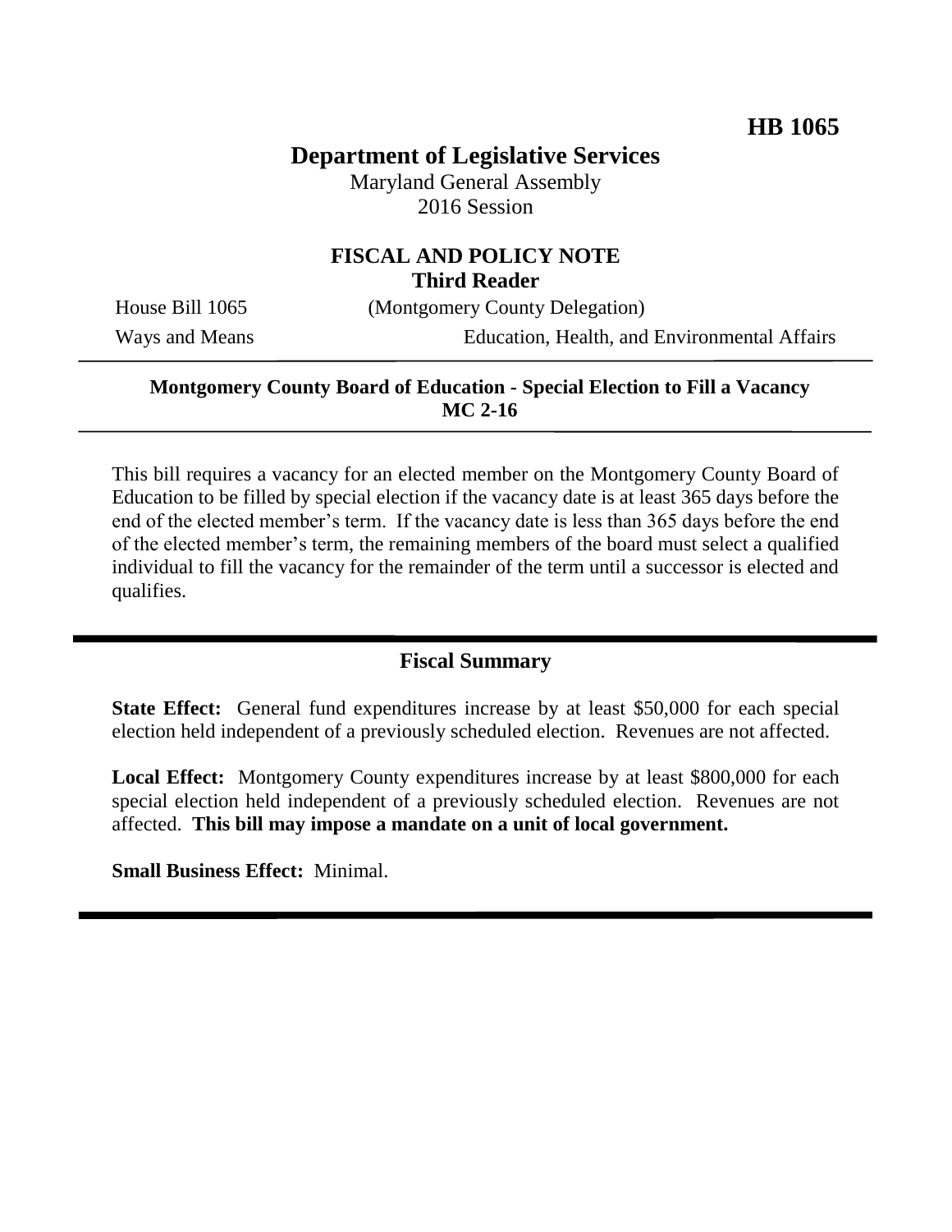**HB 1065**

# Department of Legislative Services

Maryland General Assembly
2016 Session

## FISCAL AND POLICY NOTE
**Third Reader**

House Bill 1065 (Montgomery County Delegation)
Ways and Means Education, Health, and Environmental Affairs

**Montgomery County Board of Education - Special Election to Fill a Vacancy**
**MC 2-16**

This bill requires a vacancy for an elected member on the Montgomery County Board of Education to be filled by special election if the vacancy date is at least 365 days before the end of the elected member's term. If the vacancy date is less than 365 days before the end of the elected member's term, the remaining members of the board must select a qualified individual to fill the vacancy for the remainder of the term until a successor is elected and qualifies.

## Fiscal Summary

**State Effect:** General fund expenditures increase by at least $50,000 for each special election held independent of a previously scheduled election. Revenues are not affected.

**Local Effect:** Montgomery County expenditures increase by at least $800,000 for each special election held independent of a previously scheduled election. Revenues are not affected. **This bill may impose a mandate on a unit of local government.**

**Small Business Effect:** Minimal.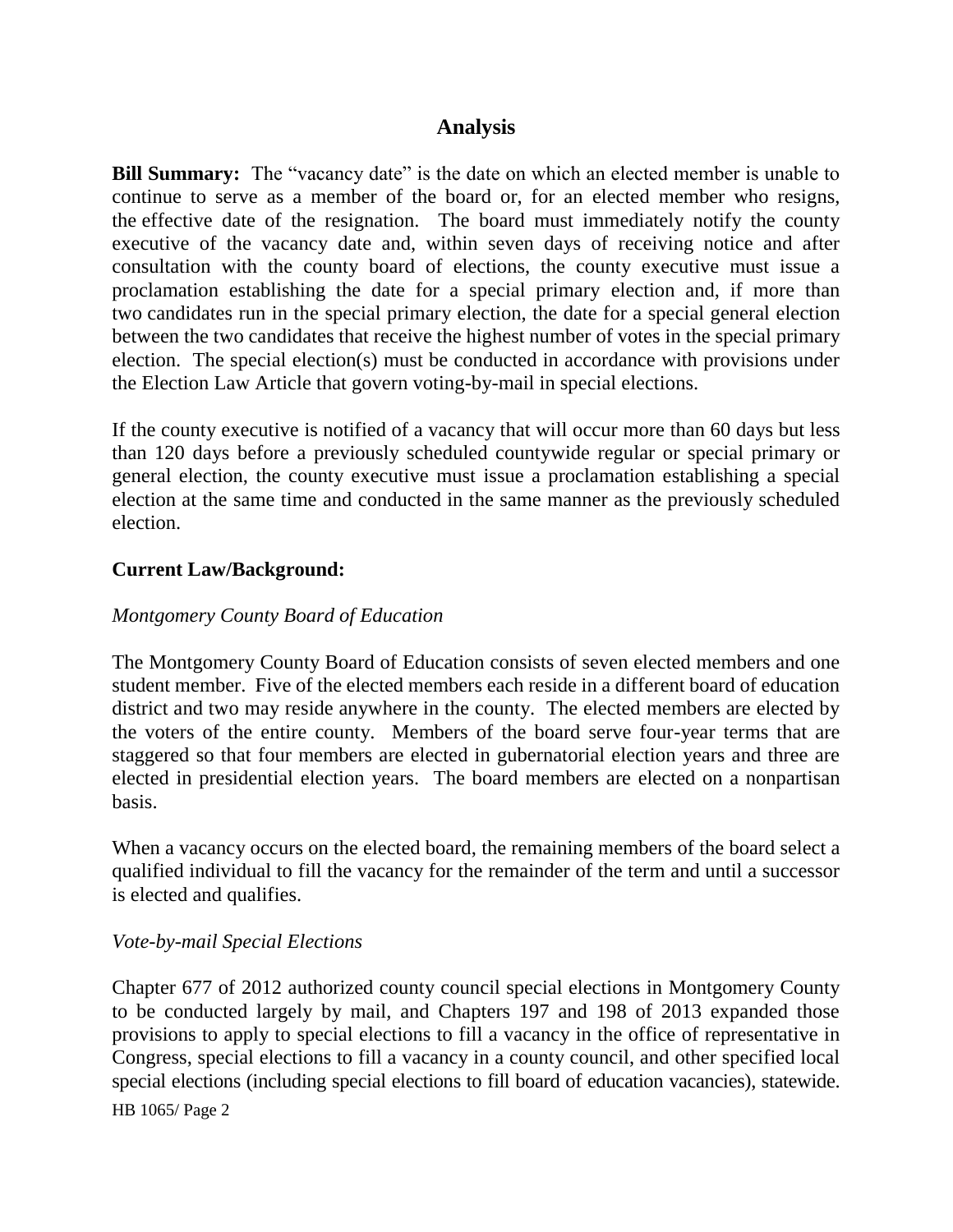## Analysis

**Bill Summary:** The "vacancy date" is the date on which an elected member is unable to continue to serve as a member of the board or, for an elected member who resigns, the effective date of the resignation. The board must immediately notify the county executive of the vacancy date and, within seven days of receiving notice and after consultation with the county board of elections, the county executive must issue a proclamation establishing the date for a special primary election and, if more than two candidates run in the special primary election, the date for a special general election between the two candidates that receive the highest number of votes in the special primary election. The special election(s) must be conducted in accordance with provisions under the Election Law Article that govern voting-by-mail in special elections.

If the county executive is notified of a vacancy that will occur more than 60 days but less than 120 days before a previously scheduled countywide regular or special primary or general election, the county executive must issue a proclamation establishing a special election at the same time and conducted in the same manner as the previously scheduled election.

**Current Law/Background:**

*Montgomery County Board of Education*

The Montgomery County Board of Education consists of seven elected members and one student member. Five of the elected members each reside in a different board of education district and two may reside anywhere in the county. The elected members are elected by the voters of the entire county. Members of the board serve four-year terms that are staggered so that four members are elected in gubernatorial election years and three are elected in presidential election years. The board members are elected on a nonpartisan basis.

When a vacancy occurs on the elected board, the remaining members of the board select a qualified individual to fill the vacancy for the remainder of the term and until a successor is elected and qualifies.

*Vote-by-mail Special Elections*

Chapter 677 of 2012 authorized county council special elections in Montgomery County to be conducted largely by mail, and Chapters 197 and 198 of 2013 expanded those provisions to apply to special elections to fill a vacancy in the office of representative in Congress, special elections to fill a vacancy in a county council, and other specified local special elections (including special elections to fill board of education vacancies), statewide.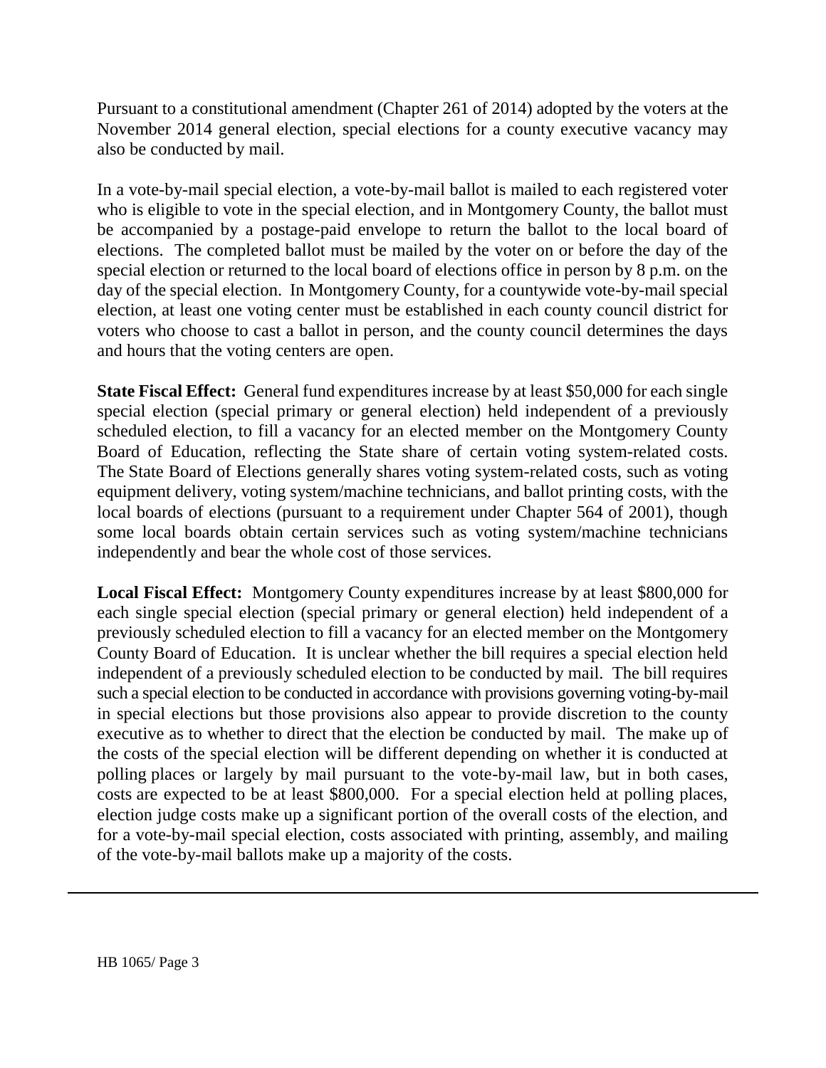Pursuant to a constitutional amendment (Chapter 261 of 2014) adopted by the voters at the November 2014 general election, special elections for a county executive vacancy may also be conducted by mail.

In a vote-by-mail special election, a vote-by-mail ballot is mailed to each registered voter who is eligible to vote in the special election, and in Montgomery County, the ballot must be accompanied by a postage-paid envelope to return the ballot to the local board of elections. The completed ballot must be mailed by the voter on or before the day of the special election or returned to the local board of elections office in person by 8 p.m. on the day of the special election. In Montgomery County, for a countywide vote-by-mail special election, at least one voting center must be established in each county council district for voters who choose to cast a ballot in person, and the county council determines the days and hours that the voting centers are open.

**State Fiscal Effect:** General fund expenditures increase by at least $50,000 for each single special election (special primary or general election) held independent of a previously scheduled election, to fill a vacancy for an elected member on the Montgomery County Board of Education, reflecting the State share of certain voting system-related costs. The State Board of Elections generally shares voting system-related costs, such as voting equipment delivery, voting system/machine technicians, and ballot printing costs, with the local boards of elections (pursuant to a requirement under Chapter 564 of 2001), though some local boards obtain certain services such as voting system/machine technicians independently and bear the whole cost of those services.

**Local Fiscal Effect:** Montgomery County expenditures increase by at least $800,000 for each single special election (special primary or general election) held independent of a previously scheduled election to fill a vacancy for an elected member on the Montgomery County Board of Education. It is unclear whether the bill requires a special election held independent of a previously scheduled election to be conducted by mail. The bill requires such a special election to be conducted in accordance with provisions governing voting-by-mail in special elections but those provisions also appear to provide discretion to the county executive as to whether to direct that the election be conducted by mail. The make up of the costs of the special election will be different depending on whether it is conducted at polling places or largely by mail pursuant to the vote-by-mail law, but in both cases, costs are expected to be at least $800,000. For a special election held at polling places, election judge costs make up a significant portion of the overall costs of the election, and for a vote-by-mail special election, costs associated with printing, assembly, and mailing of the vote-by-mail ballots make up a majority of the costs.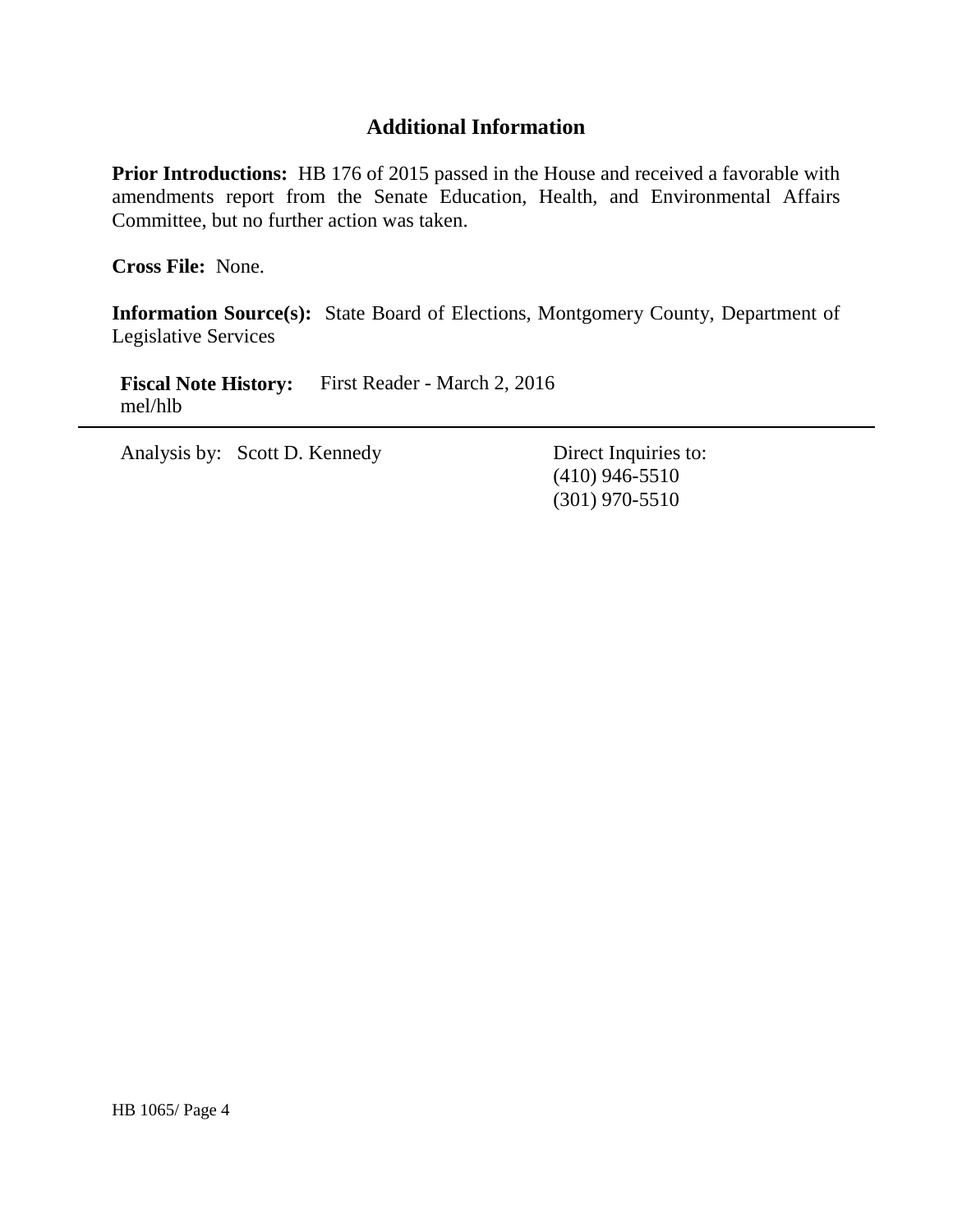## Additional Information

**Prior Introductions:** HB 176 of 2015 passed in the House and received a favorable with amendments report from the Senate Education, Health, and Environmental Affairs Committee, but no further action was taken.

**Cross File:** None.

**Information Source(s):** State Board of Elections, Montgomery County, Department of Legislative Services

**Fiscal Note History:** First Reader - March 2, 2016
mel/hlb

---

Analysis by: Scott D. Kennedy

Direct Inquiries to:
(410) 946-5510
(301) 970-5510